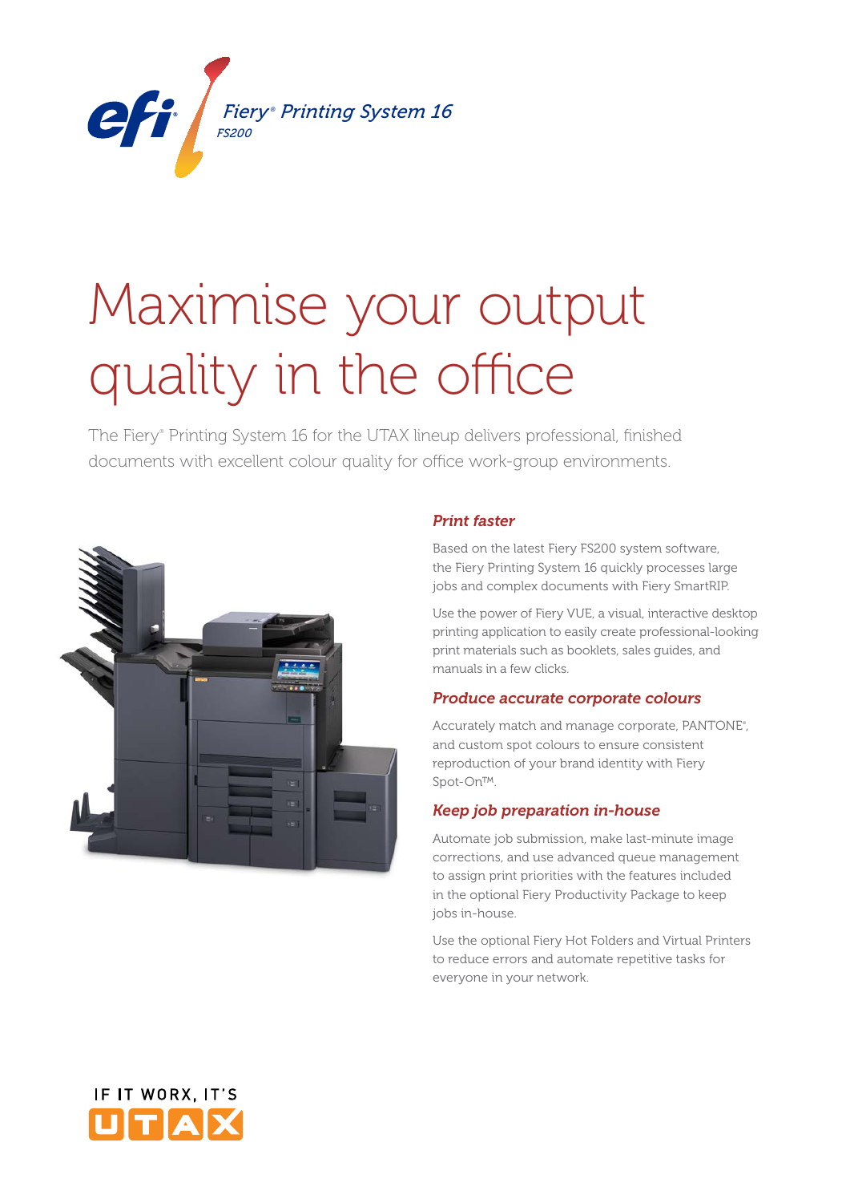Fiery® Printing System 16

FS200

# Maximise your output quality in the office

The Fiery® Printing System 16 for the UTAX lineup delivers professional, finished documents with excellent colour quality for office work-group environments.

## *Print faster*

Based on the latest Fiery FS200 system software, the Fiery Printing System 16 quickly processes large jobs and complex documents with Fiery SmartRIP.

Use the power of Fiery VUE, a visual, interactive desktop printing application to easily create professional-looking print materials such as booklets, sales guides, and manuals in a few clicks.

## *Produce accurate corporate colours*

Accurately match and manage corporate, PANTONE®, and custom spot colours to ensure consistent reproduction of your brand identity with Fiery Spot-On™.

## *Keep job preparation in-house*

Automate job submission, make last-minute image corrections, and use advanced queue management to assign print priorities with the features included in the optional Fiery Productivity Package to keep jobs in-house.

Use the optional Fiery Hot Folders and Virtual Printers to reduce errors and automate repetitive tasks for everyone in your network.

IF IT WORX, IT'S UTAX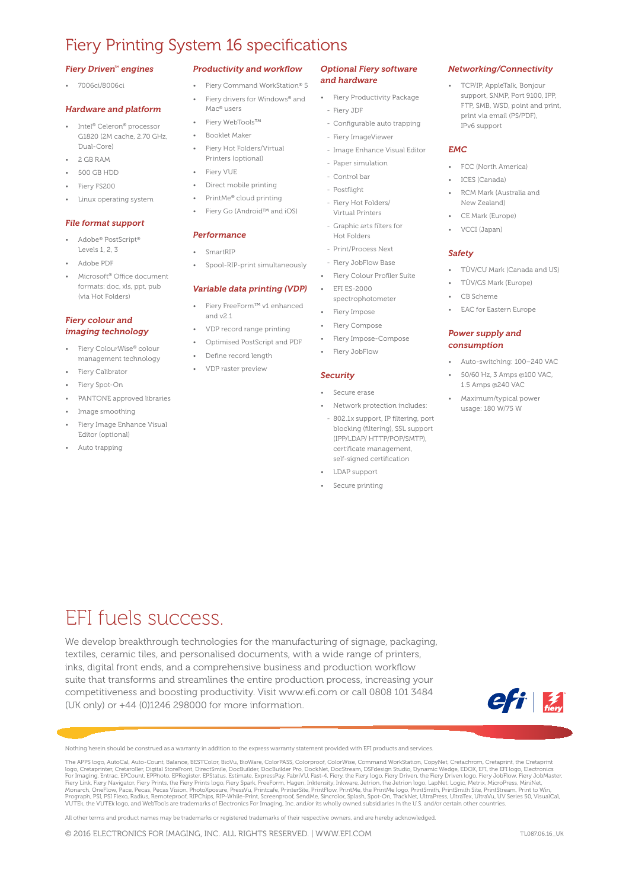# Fiery Printing System 16 specifications

### *Fiery Driven™ engines*

- 7006ci/8006ci

### *Hardware and platform*

- Intel® Celeron® processor G1820 (2M cache, 2.70 GHz, Dual-Core)
- 2 GB RAM
- 500 GB HDD
- Fiery FS200
- Linux operating system

### *File format support*

- Adobe® PostScript® Levels 1, 2, 3
- Adobe PDF
- Microsoft® Office document formats: doc, xls, ppt, pub (via Hot Folders)

### *Fiery colour and imaging technology*

- Fiery ColourWise® colour management technology
- Fiery Calibrator
- Fiery Spot-On
- PANTONE approved libraries
- Image smoothing
- Fiery Image Enhance Visual Editor (optional)
- Auto trapping

### *Productivity and workflow*

- Fiery Command WorkStation® 5
- Fiery drivers for Windows® and Mac® users
- Fiery WebTools™
- Booklet Maker
- Fiery Hot Folders/Virtual Printers (optional)
- Fiery VUE
- Direct mobile printing
- PrintMe® cloud printing
- Fiery Go (Android™ and iOS)

### *Performance*

- SmartRIP
- Spool-RIP-print simultaneously

### *Variable data printing (VDP)*

- Fiery FreeForm™ v1 enhanced and v2.1
- VDP record range printing
- Optimised PostScript and PDF
- Define record length
- VDP raster preview

### *Optional Fiery software and hardware*

- Fiery Productivity Package
  - Fiery JDF
  - Configurable auto trapping
  - Fiery ImageViewer
  - Image Enhance Visual Editor
  - Paper simulation
  - Control bar
  - Postflight
  - Fiery Hot Folders/ Virtual Printers
  - Graphic arts filters for Hot Folders
  - Print/Process Next
  - Fiery JobFlow Base
- Fiery Colour Profiler Suite
- EFI ES-2000 spectrophotometer
- Fiery Impose
- Fiery Compose
- Fiery Impose-Compose
- Fiery JobFlow

### *Security*

- Secure erase
- Network protection includes:
  - 802.1x support, IP filtering, port blocking (filtering), SSL support (IPP/LDAP/ HTTP/POP/SMTP), certificate management, self-signed certification
- LDAP support
- Secure printing

### *Networking/Connectivity*

- TCP/IP, AppleTalk, Bonjour support, SNMP, Port 9100, IPP, FTP, SMB, WSD, point and print, print via email (PS/PDF), IPv6 support

### *EMC*

- FCC (North America)
- ICES (Canada)
- RCM Mark (Australia and New Zealand)
- CE Mark (Europe)
- VCCI (Japan)

### *Safety*

- TÜV/CU Mark (Canada and US)
- TÜV/GS Mark (Europe)
- CB Scheme
- EAC for Eastern Europe

### *Power supply and consumption*

- Auto-switching: 100–240 VAC
- 50/60 Hz, 3 Amps @100 VAC, 1.5 Amps @240 VAC
- Maximum/typical power usage: 180 W/75 W

# EFI fuels success.

We develop breakthrough technologies for the manufacturing of signage, packaging, textiles, ceramic tiles, and personalised documents, with a wide range of printers, inks, digital front ends, and a comprehensive business and production workflow suite that transforms and streamlines the entire production process, increasing your competitiveness and boosting productivity. Visit www.efi.com or call 0808 101 3484 (UK only) or +44 (0)1246 298000 for more information.

Nothing herein should be construed as a warranty in addition to the express warranty statement provided with EFI products and services.

The APPS logo, AutoCal, Auto-Count, Balance, BESTColor, BioVu, BioWare, ColorPASS, Colorproof, ColorWise, Command WorkStation, CopyNet, Cretachrom, Cretaprint, the Cretaprint logo, Cretaprinter, Cretaroller, Digital StoreFront, DirectSmile, DocBuilder, DocBuilder Pro, DockNet, DocStream, DSFdesign Studio, Dynamic Wedge, EDOX, EFI, the EFI logo, Electronics For Imaging, Entrac, EPCount, EPPhoto, EPRegister, EPStatus, Estimate, ExpressPay, FabriVU, Fast-4, Fiery, the Fiery logo, Fiery Driven, the Fiery Driven logo, Fiery JobFlow, Fiery JobMaster, Fiery Link, Fiery Navigator, Fiery Prints, the Fiery Prints logo, Fiery Spark, FreeForm, Hagen, Inktensity, Inkware, Jetrion, the Jetrion logo, LapNet, Logic, Metrix, MicroPress, MiniNet, Monarch, OneFlow, Pace, Pecas, Pecas Vision, PhotoXposure, PressVu, Printcafe, PrinterSite, PrintFlow, PrintMe, the PrintMe logo, PrintSmith, PrintSmith Site, PrintStream, Print to Win, Prograph, PSI, PSI Flexo, Radius, Remoteproof, RIPChips, RIP-While-Print, Screenproof, SendMe, Sincrolor, Splash, Spot-On, TrackNet, UltraPress, UltraTex, UltraVu, UV Series 50, VisualCal, VUTEk, the VUTEk logo, and WebTools are trademarks of Electronics For Imaging, Inc. and/or its wholly owned subsidiaries in the U.S. and/or certain other countries.

All other terms and product names may be trademarks or registered trademarks of their respective owners, and are hereby acknowledged.

© 2016 ELECTRONICS FOR IMAGING, INC. ALL RIGHTS RESERVED. | WWW.EFI.COM

TL087.06.16_UK